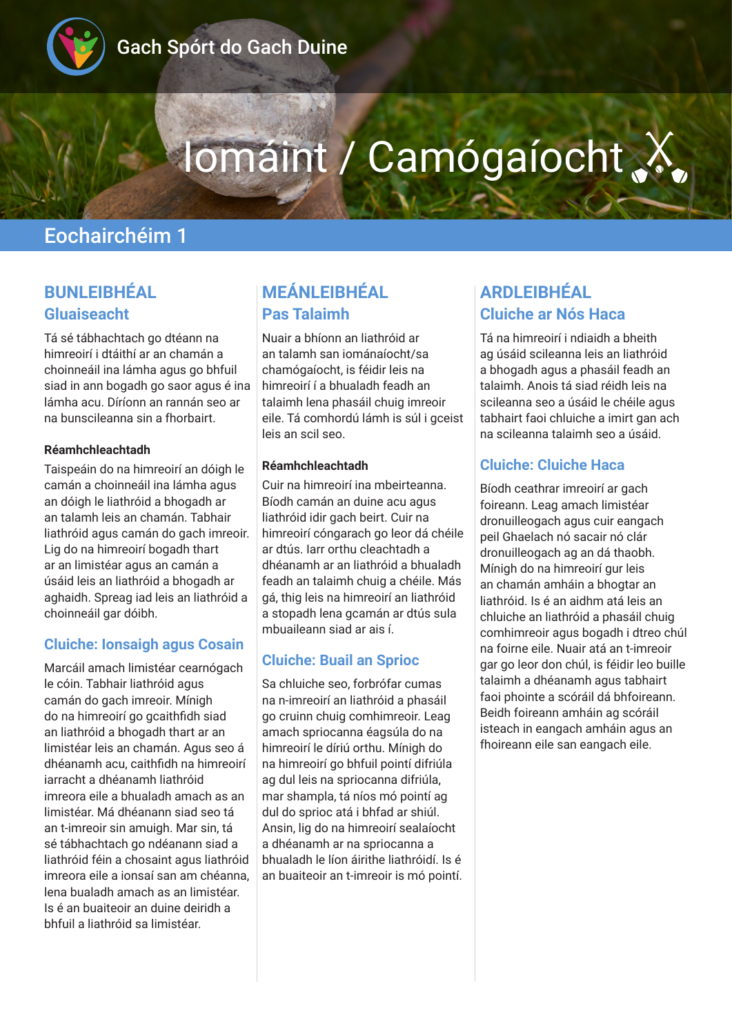Gach Spórt do Gach Duine

# Iomáint / Camógaíocht

## Eochairchéim 1

### BUNLEIBHÉAL
### Gluaiseacht

Tá sé tábhachtach go dtéann na himreoirí i dtáithí ar an chamán a choinneáil ina lámha agus go bhfuil siad in ann bogadh go saor agus é ina lámha acu. Díríonn an rannán seo ar na bunscileanna sin a fhorbairt.

**Réamhchleachtadh**

Taispeáin do na himreoirí an dóigh le camán a choinneáil ina lámha agus an dóigh le liathróid a bhogadh ar an talamh leis an chamán. Tabhair liathróid agus camán do gach imreoir. Lig do na himreoirí bogadh thart ar an limistéar agus an camán a úsáid leis an liathróid a bhogadh ar aghaidh. Spreag iad leis an liathróid a choinneáil gar dóibh.

### Cluiche: Ionsaigh agus Cosain

Marcáil amach limistéar cearnógach le cóin. Tabhair liathróid agus camán do gach imreoir. Mínigh do na himreoirí go gcaithfidh siad an liathróid a bhogadh thart ar an limistéar leis an chamán. Agus seo á dhéanamh acu, caithfidh na himreoirí iarracht a dhéanamh liathróid imreora eile a bhualadh amach as an limistéar. Má dhéanann siad seo tá an t-imreoir sin amuigh. Mar sin, tá sé tábhachtach go ndéanann siad a liathróid féin a chosaint agus liathróid imreora eile a ionsaí san am chéanna, lena bualadh amach as an limistéar. Is é an buaiteoir an duine deiridh a bhfuil a liathróid sa limistéar.

### MEÁNLEIBHÉAL
### Pas Talaimh

Nuair a bhíonn an liathróid ar an talamh san iománaíocht/sa chamógaíocht, is féidir leis na himreoirí í a bhualadh feadh an talaimh lena phasáil chuig imreoir eile. Tá comhordú lámh is súl i gceist leis an scil seo.

**Réamhchleachtadh**

Cuir na himreoirí ina mbeirteanna. Bíodh camán an duine acu agus liathróid idir gach beirt. Cuir na himreoirí cóngarach go leor dá chéile ar dtús. Iarr orthu cleachtadh a dhéanamh ar an liathróid a bhualadh feadh an talaimh chuig a chéile. Más gá, thig leis na himreoirí an liathróid a stopadh lena gcamán ar dtús sula mbuaileann siad ar ais í.

### Cluiche: Buail an Sprioc

Sa chluiche seo, forbrófar cumas na n-imreoirí an liathróid a phasáil go cruinn chuig comhimreoir. Leag amach spriocanna éagsúla do na himreoirí le díriú orthu. Mínigh do na himreoirí go bhfuil pointí difriúla ag dul leis na spriocanna difriúla, mar shampla, tá níos mó pointí ag dul do sprioc atá i bhfad ar shiúl. Ansin, lig do na himreoirí sealaíocht a dhéanamh ar na spriocanna a bhualadh le líon áirithe liathróidí. Is é an buaiteoir an t-imreoir is mó pointí.

### ARDLEIBHÉAL
### Cluiche ar Nós Haca

Tá na himreoirí i ndiaidh a bheith ag úsáid scileanna leis an liathróid a bhogadh agus a phasáil feadh an talaimh. Anois tá siad réidh leis na scileanna seo a úsáid le chéile agus tabhairt faoi chluiche a imirt gan ach na scileanna talaimh seo a úsáid.

### Cluiche: Cluiche Haca

Bíodh ceathrar imreoirí ar gach foireann. Leag amach limistéar dronuilleogach agus cuir eangach peil Ghaelach nó sacair nó clár dronuilleogach ag an dá thaobh. Mínigh do na himreoirí gur leis an chamán amháin a bhogtar an liathróid. Is é an aidhm atá leis an chluiche an liathróid a phasáil chuig comhimreoir agus bogadh i dtreo chúl na foirne eile. Nuair atá an t-imreoir gar go leor don chúl, is féidir leo buille talaimh a dhéanamh agus tabhairt faoi phointe a scóráil dá bhfoireann. Beidh foireann amháin ag scóráil isteach in eangach amháin agus an fhoireann eile san eangach eile.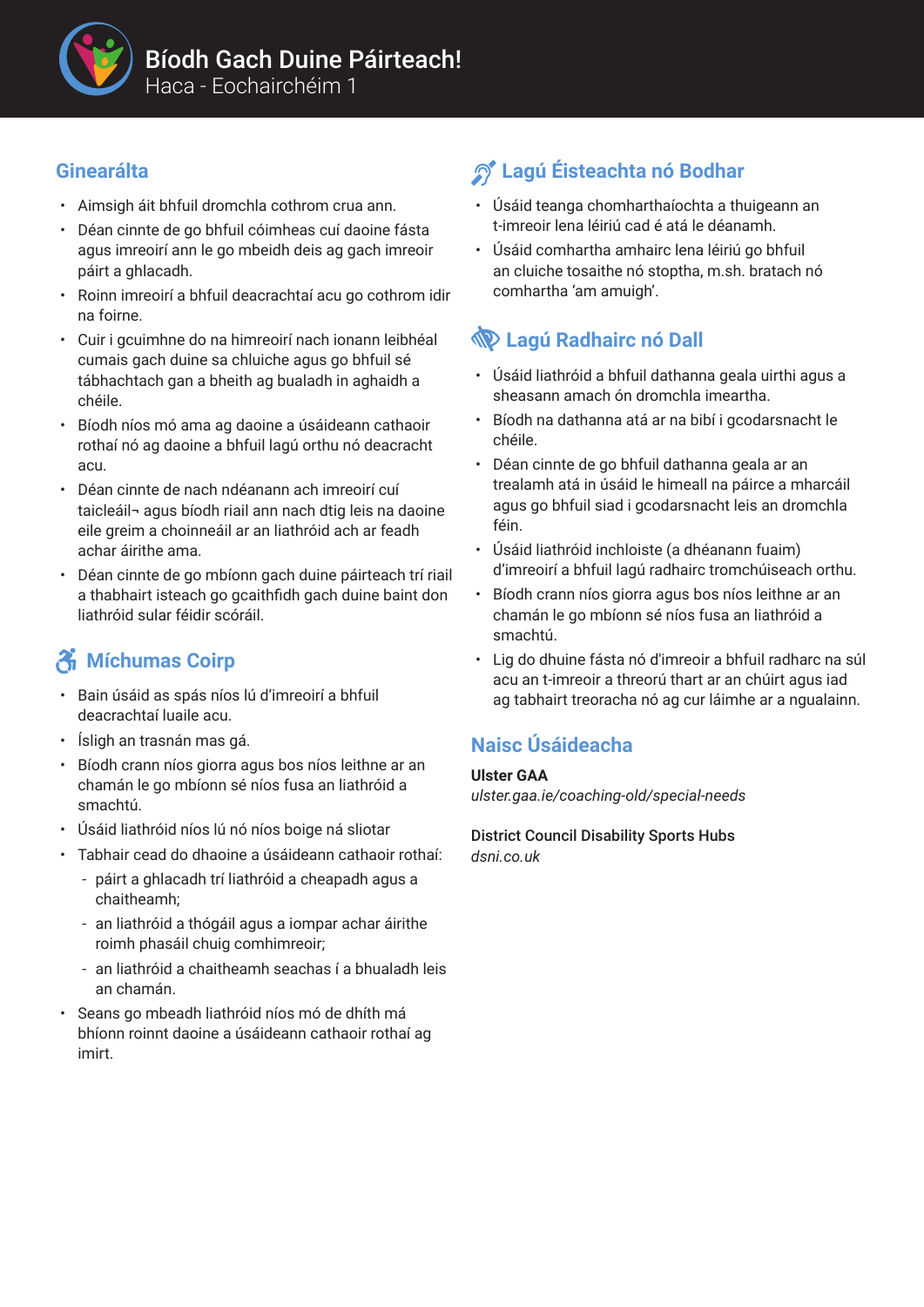# Bíodh Gach Duine Páirteach!

Haca - Eochairchéim 1

## Ginearálta

- Aimsigh áit bhfuil dromchla cothrom crua ann.
- Déan cinnte de go bhfuil cóimheas cuí daoine fásta agus imreoirí ann le go mbeidh deis ag gach imreoir páirt a ghlacadh.
- Roinn imreoirí a bhfuil deacrachtaí acu go cothrom idir na foirne.
- Cuir i gcuimhne do na himreoirí nach ionann leibhéal cumais gach duine sa chluiche agus go bhfuil sé tábhachtach gan a bheith ag bualadh in aghaidh a chéile.
- Bíodh níos mó ama ag daoine a úsáideann cathaoir rothaí nó ag daoine a bhfuil lagú orthu nó deacracht acu.
- Déan cinnte de nach ndéanann ach imreoirí cuí taicleáil¬ agus bíodh riail ann nach dtig leis na daoine eile greim a choinneáil ar an liathróid ach ar feadh achar áirithe ama.
- Déan cinnte de go mbíonn gach duine páirteach trí riail a thabhairt isteach go gcaithfidh gach duine baint don liathróid sular féidir scóráil.

## Míchumas Coirp

- Bain úsáid as spás níos lú d'imreoirí a bhfuil deacrachtaí luaile acu.
- Ísligh an trasnán mas gá.
- Bíodh crann níos giorra agus bos níos leithne ar an chamán le go mbíonn sé níos fusa an liathróid a smachtú.
- Úsáid liathróid níos lú nó níos boige ná sliotar
- Tabhair cead do dhaoine a úsáideann cathaoir rothaí:
  - páirt a ghlacadh trí liathróid a cheapadh agus a chaitheamh;
  - an liathróid a thógáil agus a iompar achar áirithe roimh phasáil chuig comhimreoir;
  - an liathróid a chaitheamh seachas í a bhualadh leis an chamán.
- Seans go mbeadh liathróid níos mó de dhíth má bhíonn roinnt daoine a úsáideann cathaoir rothaí ag imirt.

## Lagú Éisteachta nó Bodhar

- Úsáid teanga chomharthaíochta a thuigeann an t-imreoir lena léiriú cad é atá le déanamh.
- Úsáid comhartha amhairc lena léiriú go bhfuil an cluiche tosaithe nó stoptha, m.sh. bratach nó comhartha 'am amuigh'.

## Lagú Radhairc nó Dall

- Úsáid liathróid a bhfuil dathanna geala uirthi agus a sheasann amach ón dromchla imeartha.
- Bíodh na dathanna atá ar na bibí i gcodarsnacht le chéile.
- Déan cinnte de go bhfuil dathanna geala ar an trealamh atá in úsáid le himeall na páirce a mharcáil agus go bhfuil siad i gcodarsnacht leis an dromchla féin.
- Úsáid liathróid inchloiste (a dhéanann fuaim) d'imreoirí a bhfuil lagú radhairc tromchúiseach orthu.
- Bíodh crann níos giorra agus bos níos leithne ar an chamán le go mbíonn sé níos fusa an liathróid a smachtú.
- Lig do dhuine fásta nó d'imreoir a bhfuil radharc na súl acu an t-imreoir a threorú thart ar an chúirt agus iad ag tabhairt treoracha nó ag cur láimhe ar a ngualainn.

## Naisc Úsáideacha

**Ulster GAA**
*ulster.gaa.ie/coaching-old/special-needs*

**District Council Disability Sports Hubs**
*dsni.co.uk*